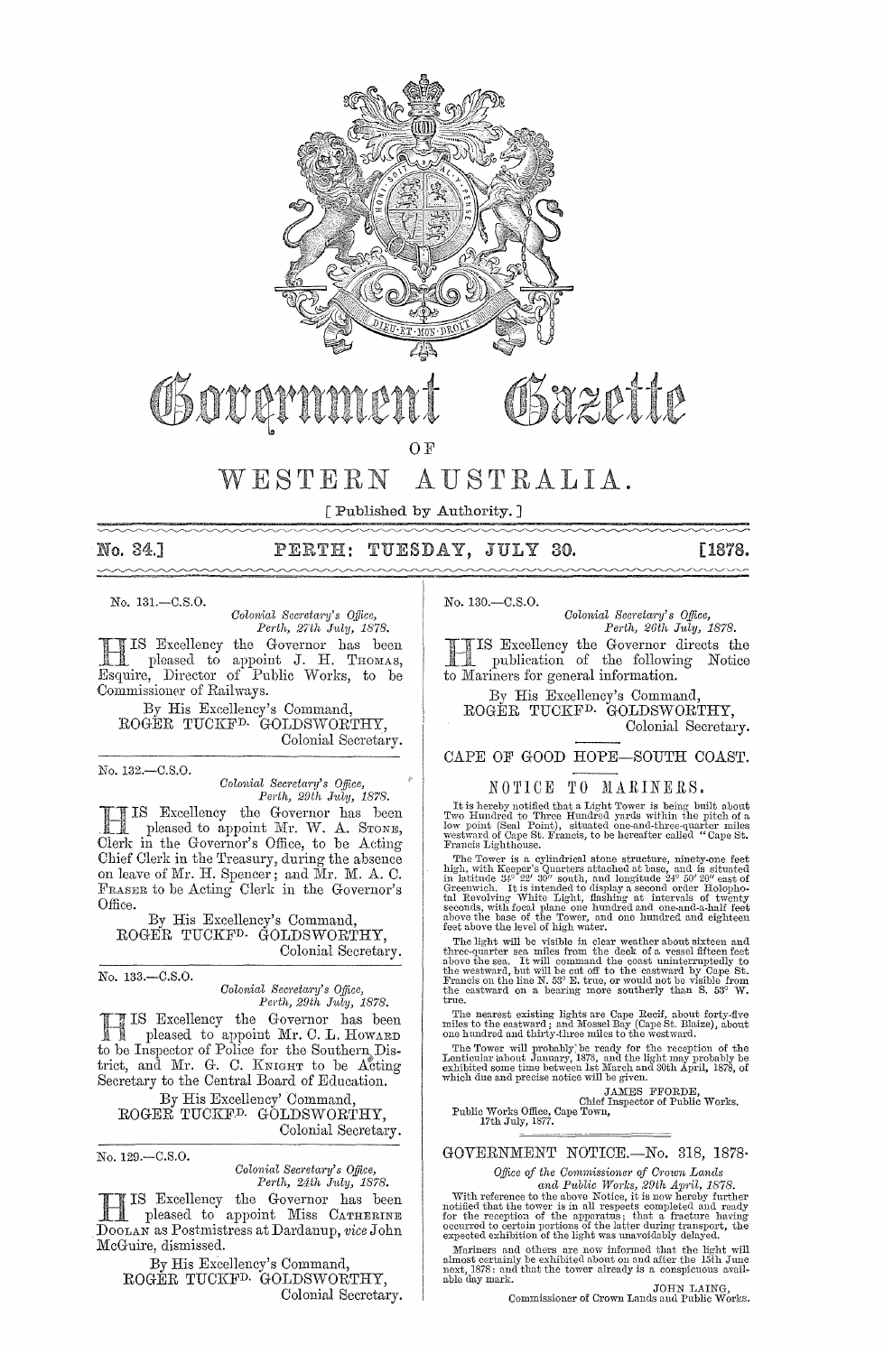# Government Gazette

OF

# WESTERN AUSTRALIA.

[ Published by Authority. ]

**No. 34.] PERTH: TUESDAY, JULY 30. [1878.**

---

No. 131.—C.S.O.

*Colonial Secretary's Office,*
*Perth, 27th July, 1878.*

HIS Excellency the Governor has been pleased to appoint J. H. THOMAS, Esquire, Director of Public Works, to be Commissioner of Railways.

By His Excellency's Command,
ROGER TUCKFD. GOLDSWORTHY,
Colonial Secretary.

---

No. 132.—C.S.O.

*Colonial Secretary's Office,*
*Perth, 29th July, 1878.*

HIS Excellency the Governor has been pleased to appoint Mr. W. A. STONE, Clerk in the Governor's Office, to be Acting Chief Clerk in the Treasury, during the absence on leave of Mr. H. Spencer; and Mr. M. A. C. FRASER to be Acting Clerk in the Governor's Office.

By His Excellency's Command,
ROGER TUCKFD. GOLDSWORTHY,
Colonial Secretary.

---

No. 133.—C.S.O.

*Colonial Secretary's Office,*
*Perth, 29th July, 1878.*

HIS Excellency the Governor has been pleased to appoint Mr. C. L. HOWARD to be Inspector of Police for the Southern District, and Mr. G. C. KNIGHT to be Acting Secretary to the Central Board of Education.

By His Excellency' Command,
ROGER TUCKFD. GOLDSWORTHY,
Colonial Secretary.

---

No. 129.—C.S.O.

*Colonial Secretary's Office,*
*Perth, 24th July, 1878.*

HIS Excellency the Governor has been pleased to appoint Miss CATHERINE DOOLAN as Postmistress at Dardanup, *vice* John McGuire, dismissed.

By His Excellency's Command,
ROGER TUCKFD. GOLDSWORTHY,
Colonial Secretary.

---

No. 130.—C.S.O.

*Colonial Secretary's Office,*
*Perth, 26th July, 1878.*

HIS Excellency the Governor directs the publication of the following Notice to Mariners for general information.

By His Excellency's Command,
ROGER TUCKFD. GOLDSWORTHY,
Colonial Secretary.

---

## CAPE OF GOOD HOPE—SOUTH COAST.

### NOTICE TO MARINERS.

It is hereby notified that a Light Tower is being built about Two Hundred to Three Hundred yards within the pitch of a low point (Seal Point), situated one-and-three-quarter miles westward of Cape St. Francis, to be hereafter called "Cape St. Francis Lighthouse.

The Tower is a cylindrical stone structure, ninety-one feet high, with Keeper's Quarters attached at base, and is situated in latitude 34° 22′ 30″ south, and longitude 24° 50′ 20″ east of Greenwich. It is intended to display a second order Holophotal Revolving White Light, flashing at intervals of twenty seconds, with focal plane one hundred and one-and-a-half feet above the base of the Tower, and one hundred and eighteen feet above the level of high water.

The light will be visible in clear weather about sixteen and three-quarter sea miles from the deck of a vessel fifteen feet above the sea. It will command the coast uninterruptedly to the westward, but will be cut off to the eastward by Cape St. Francis on the line N. 53° E. true, or would not be visible from the eastward on a bearing more southerly than S. 53° W. true.

The nearest existing lights are Cape Recif, about forty-five miles to the eastward; and Mossel Bay (Cape St. Blaize), about one hundred and thirty-three miles to the westward.

The Tower will probably be ready for the reception of the Lenticular about January, 1878, and the light may probably be exhibited some time between 1st March and 30th April, 1878, of which due and precise notice will be given.

JAMES FFORDE,
Chief Inspector of Public Works.

Public Works Office, Cape Town,
17th July, 1877.

---

## GOVERNMENT NOTICE.—No. 318, 1878.

*Office of the Commissioner of Crown Lands*
*and Public Works, 29th April, 1878.*

With reference to the above Notice, it is now hereby further notified that the tower is in all respects completed and ready for the reception of the apparatus; that a fracture having occurred to certain portions of the latter during transport, the expected exhibition of the light was unavoidably delayed.

Mariners and others are now informed that the light will almost certainly be exhibited about on and after the 15th June next, 1878; and that the tower already is a conspicuous available day mark.

JOHN LAING,
Commissioner of Crown Lands and Public Works.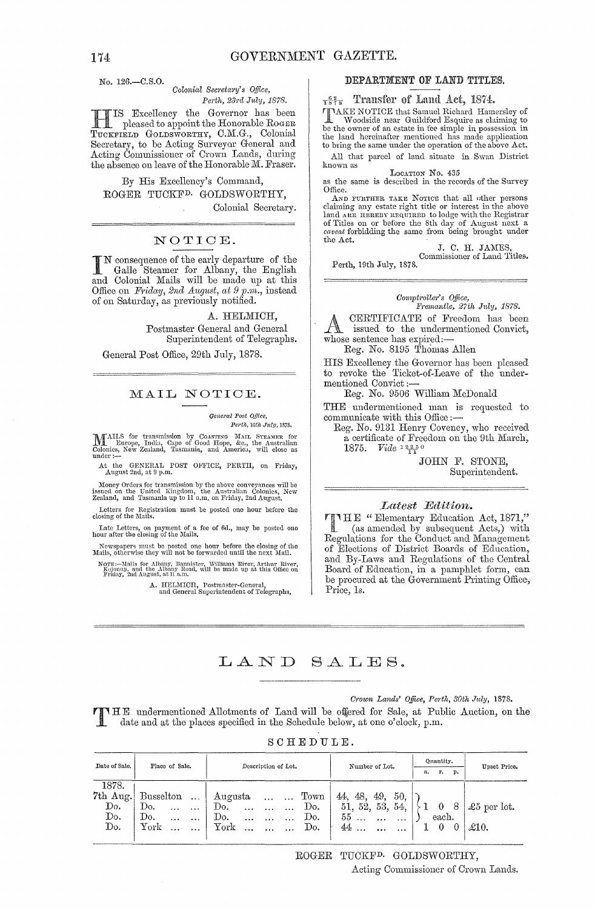No. 126.—C.S.O.

*Colonial Secretary's Office,*
*Perth, 23rd July, 1878.*

HIS Excellency the Governor has been pleased to appoint the Honorable ROGER TUCKFIELD GOLDSWORTHY, C.M.G., Colonial Secretary, to be Acting Surveyor General and Acting Commissioner of Crown Lands, during the absence on leave of the Honorable M. Fraser.

By His Excellency's Command,
ROGER TUCKFD. GOLDSWORTHY,
Colonial Secretary.

## NOTICE.

IN consequence of the early departure of the Galle Steamer for Albany, the English and Colonial Mails will be made up at this Office on *Friday, 2nd August, at 9 p.m.*, instead of on Saturday, as previously notified.

A. HELMICH,
Postmaster General and General Superintendent of Telegraphs.

General Post Office, 29th July, 1878.

## MAIL NOTICE.

*General Post Office,*
*Perth, 16th July, 1878.*

MAILS for transmission by COASTING MAIL STEAMER for Europe, India, Cape of Good Hope, &c., the Australian Colonies, New Zealand, Tasmania, and America, will close as under:—

At the GENERAL POST OFFICE, PERTH, on Friday, August 2nd, at 9 p.m.

Money Orders for transmission by the above conveyances will be issued on the United Kingdom, the Australian Colonies, New Zealand, and Tasmania up to 11 a.m. on Friday, 2nd August.

Letters for Registration must be posted one hour before the closing of the Mails.

Late Letters, on payment of a fee of 6d., may be posted one hour after the closing of the Mails.

Newspapers must be posted one hour before the closing of the Mails, otherwise they will not be forwarded until the next Mail.

NOTE:—Mails for Albany, Bannister, Williams River, Arthur River, Kojonup, and the Albany Road, will be made up at this Office on Friday, 2nd August, at 11 a.m.

A. HELMICH, Postmaster-General,
and General Superintendent of Telegraphs.

## DEPARTMENT OF LAND TITLES.

62/1878 Transfer of Land Act, 1874.

TAKE NOTICE that Samuel Richard Hamersley of Woodside near Guildford Esquire as claiming to be the owner of an estate in fee simple in possession in the land hereinafter mentioned has made application to bring the same under the operation of the above Act.

All that parcel of land situate in Swan District known as

LOCATION No. 435

as the same is described in the records of the Survey Office.

AND FURTHER TAKE NOTICE that all other persons claiming any estate right title or interest in the above land ARE HEREBY REQUIRED to lodge with the Registrar of Titles on or before the 8th day of August next a *caveat* forbidding the same from being brought under the Act.

J. C. H. JAMES,
Commissioner of Land Titles.

Perth, 19th July, 1878.

*Comptroller's Office,*
*Fremantle, 27th July, 1878.*

A CERTIFICATE of Freedom has been issued to the undermentioned Convict, whose sentence has expired:—

Reg. No. 8195 Thomas Allen

HIS Excellency the Governor has been pleased to revoke the Ticket-of-Leave of the undermentioned Convict:—

Reg. No. 9506 William McDonald

THE undermentioned man is requested to communicate with this Office:—

Reg. No. 9131 Henry Coveney, who received a certificate of Freedom on the 9th March, 1875. *Vide* 1250/11

JOHN F. STONE,
Superintendent.

*Latest Edition.*

THE "Elementary Education Act, 1871," (as amended by subsequent Acts,) with Regulations for the Conduct and Management of Elections of District Boards of Education, and By-Laws and Regulations of the Central Board of Education, in a pamphlet form, can be procured at the Government Printing Office, Price, 1s.

# LAND SALES.

*Crown Lands' Office, Perth, 30th July, 1878.*

THE undermentioned Allotments of Land will be offered for Sale, at Public Auction, on the date and at the places specified in the Schedule below, at one o'clock, p.m.

SCHEDULE.

| Date of Sale. | Place of Sale. | Description of Lot. | | Number of Lot. | Quantity. a. r. p. | Upset Price. |
|---|---|---|---|---|---|---|
| 1878. | | | | | | |
| 7th Aug. | Busselton ... | Augusta ... ... | Town | 44, 48, 49, 50, | 1 0 8 each. | £5 per lot. |
| Do. | Do. ... ... | Do. ... ... ... | Do. | 51, 52, 53, 54, | | |
| Do. | Do. ... ... | Do. ... ... ... | Do. | 55 ... ... ... | | |
| Do. | York ... ... | York ... ... ... | Do. | 44 ... ... ... | 1 0 0 | £10. |

ROGER TUCKFD. GOLDSWORTHY,
Acting Commissioner of Crown Lands.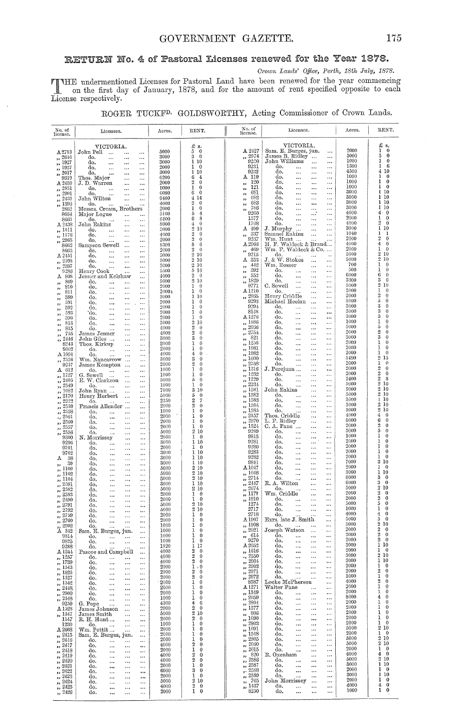# RETURN No. 4 of Pastoral Licenses renewed for the Year 1878.

*Crown Lands' Office, Perth, 18th July, 1878.*

THE undermentioned Licenses for Pastoral Land have been renewed for the year commencing on the first day of January, 1878, and for the amount of rent specified opposite to each License respectively.

ROGER TUCKFD. GOLDSWORTHY, Acting Commissioner of Crown Lands.

| No. of license. | Licensee. | Acres. | RENT. £ s. |
|---|---|---|---|
| | VICTORIA. | | |
| A 2713 | John Pell | 5000 | 5 0 |
| „ 2646 | do. | 3000 | 3 0 |
| „ 1927 | do. | 3000 | 1 10 |
| „ 1937 | do. | 2000 | 1 0 |
| „ 2017 | do. | 3000 | 1 10 |
| 9319 | Thos. Major | 6200 | 6 4 |
| A 2430 | J. D. Warren | 2000 | 2 0 |
| „ 2831 | do. | 1000 | 1 0 |
| „ 2901 | do. | 6000 | 6 0 |
| „ 2430 | John Wilton | 9400 | 4 14 |
| „ 1393 | do. | 4000 | 2 0 |
| 2862 | Messrs. Cream, Brothers | 2000 | 1 0 |
| 8664 | Major Logue | 5160 | 5 4 |
| 8665 | do. | 6400 | 6 8 |
| A 2438 | John Eakins | 8000 | 4 0 |
| „ 1811 | do. | 5000 | 2 10 |
| „ 1178 | do. | 4000 | 2 0 |
| „ 2965 | do. | 2000 | 2 0 |
| 8662 | Sampson Sewell | 8300 | 8 6 |
| 8663 | do. | 2000 | 2 0 |
| A 2451 | do. | 5000 | 2 10 |
| „ 2598 | do. | 5000 | 2 10 |
| „ 2597 | do. | 5000 | 2 10 |
| 9289 | Henry Cook | 5500 | 5 10 |
| A 808 | Jenner and Kelshaw | 4000 | 2 0 |
| „ 809 | do. | 5000 | 2 10 |
| „ 810 | do. | 2000 | 1 0 |
| „ 811 | do. | 2000½ | 1 0 |
| „ 589 | do. | 3600 | 1 10 |
| „ 591 | do. | 2000 | 1 0 |
| „ 592 | do. | 2000 | 1 0 |
| „ 593 | do. | 2000 | 1 0 |
| „ 590 | do. | 2000 | 1 0 |
| „ 813 | do. | 5000 | 2 10 |
| „ 815 | do. | 4000 | 2 0 |
| „ 755 | James Jenner | 4000 | 2 0 |
| „ 2446 | John Giles | 3000 | 3 0 |
| 8243 | Thos. Kirkup | 2000 | 1 0 |
| 9302 | do. | 2000 | 1 0 |
| A 1091 | do. | 4000 | 4 0 |
| „ 2534 | Wm. Nancarrow | 3000 | 3 0 |
| 9257 | James Kempton | 2000 | 2 0 |
| A 612 | do. | 1000 | 1 0 |
| „ 1737 | G. Sewell | 1000 | 1 0 |
| „ 2405 | E. W. Clarkson | 5000 | 5 0 |
| „ 2549 | do. | 1000 | 1 0 |
| „ 1082 | John Ryan | 7000 | 3 10 |
| „ 2170 | Henry Herbert | 5000 | 5 0 |
| „ 2222 | do. | 2350 | 2 7 |
| „ 2559 | Francis Allender | 2000 | 2 0 |
| „ 2558 | do. | 1000 | 1 0 |
| „ 2561 | do. | 2000 | 1 0 |
| „ 2560 | do. | 2000 | 1 0 |
| „ 2557 | do. | 2000 | 1 0 |
| „ 2556 | do. | 5000 | 2 10 |
| 9300 | N. Morrissey | 2000 | 1 0 |
| 9296 | do. | 3000 | 1 10 |
| 9701 | do. | 2000 | 1 0 |
| 9702 | do. | 3000 | 1 10 |
| A 38 | do. | 3000 | 1 10 |
| „ 39 | do. | 3000 | 1 10 |
| „ 1100 | do. | 5000 | 2 10 |
| „ 1102 | do. | 5000 | 2 10 |
| „ 1104 | do. | 5000 | 2 10 |
| „ 2581 | do. | 3000 | 1 10 |
| „ 2582 | do. | 5000 | 2 10 |
| „ 2583 | do. | 2000 | 1 0 |
| „ 2590 | do. | 2000 | 1 0 |
| „ 2791 | do. | 5000 | 2 10 |
| „ 2792 | do. | 5000 | 2 10 |
| „ 2759 | do. | 2000 | 1 0 |
| „ 2760 | do. | 2000 | 1 0 |
| „ 2902 | do. | 1000 | 1 0 |
| A 342 | Sam. E. Burges, jun. | 1000 | 1 0 |
| 9814 | do. | 1000 | 1 0 |
| 9825 | do. | 1000 | 1 0 |
| 9288 | do. | 1820 | 1 17 |
| A 1344 | Pascoe and Campbell | 4000 | 2 0 |
| „ 1257 | do. | 4000 | 2 0 |
| „ 1739 | do. | 4000 | 2 0 |
| „ 1543 | do. | 2000 | 1 0 |
| „ 1525 | do. | 2000 | 2 0 |
| „ 1527 | do. | 2000 | 2 0 |
| „ 1542 | do. | 2000 | 1 0 |
| „ 2448 | do. | 2000 | 1 0 |
| „ 2900 | do. | 2000 | 1 0 |
| „ 2548 | do. | 1000 | 1 0 |
| 9259 | G. Pope | 4300 | 4 6 |
| A 1528 | James Johnson | 2000 | 2 0 |
| „ 1547 | James Smith | 5000 | 2 10 |
| 1147 | R. H. Hunt | 2000 | 2 0 |
| 1230 | do. | 1000 | 1 0 |
| A 2668 | Wm. Pettit | 2000 | 1 0 |
| „ 2415 | Sam. E. Burges, jun. | 2000 | 1 0 |
| „ 2416 | do. | 2000 | 1 0 |
| „ 2417 | do. | 4000 | 2 0 |
| „ 2418 | do. | 2000 | 1 0 |
| „ 2419 | do. | 4000 | 2 0 |
| „ 2420 | do. | 4000 | 2 0 |
| „ 2421 | do. | 2000 | 1 0 |
| „ 2422 | do. | 6000 | 3 0 |
| „ 2423 | do. | 2000 | 1 0 |
| „ 2424 | do. | 5000 | 2 10 |
| „ 2425 | do. | 4000 | 2 0 |
| „ 2426 | do. | 2000 | 1 0 |
| | VICTORIA. | | |
| A 2427 | Sam. E. Burges, jun. | 2000 | 1 0 |
| „ 2974 | James B. Ridley | 5000 | 5 0 |
| 9250 | John Williams | 1000 | 1 0 |
| 9231 | do. | 1300 | 1 6 |
| 9232 | do. | 4500 | 4 10 |
| A 119 | do. | 1000 | 1 0 |
| „ 120 | do. | 1000 | 1 0 |
| „ 121 | do. | 1000 | 1 0 |
| „ 681 | do. | 3000 | 1 10 |
| „ 682 | do. | 3000 | 1 10 |
| „ 683 | do. | 3000 | 1 10 |
| „ 783 | do. | 3000 | 1 10 |
| 9200 | do. | 4000 | 4 0 |
| 1577 | do. | 2000 | 1 0 |
| 1763 | do. | 4000 | 2 0 |
| A 499 | J. Murphy | 3000 | 1 10 |
| „ 337 | Samuel Eakins | 1040 | 1 1 |
| 9237 | Wm. Hunt | 2000 | 2 0 |
| A 2966 | H. F. Waldeck & Brand | 4000 | 4 0 |
| „ 469 | Wm. F. Waldeck & Co. | 2000 | 1 0 |
| 9215 | do. | 5000 | 2 10 |
| A 353 | J. & W. Stokes | 5000 | 2 10 |
| „ 442 | Wm. Rosser | 700 | 1 0 |
| „ 392 | do. | 500 | 1 0 |
| „ 552 | do. | 6000 | 6 0 |
| „ 1829 | do. | 3300 | 3 6 |
| 9771 | C. Sewell | 5000 | 2 10 |
| A 1210 | do. | 2000 | 1 0 |
| „ 2865 | Henry Criddle | 2000 | 2 0 |
| 9293 | Michael Heelan | 5000 | 5 0 |
| 9294 | do. | 3000 | 3 0 |
| 8148 | do. | 3000 | 3 0 |
| A 1276 | do. | 3000 | 3 0 |
| „ 1886 | do. | 1000 | 1 0 |
| „ 2056 | do. | 5000 | 5 0 |
| „ 2754 | do. | 2000 | 2 0 |
| „ 821 | do. | 3000 | 3 0 |
| „ 1258 | do. | 2000 | 1 0 |
| „ 1981 | do. | 2000 | 1 0 |
| „ 1982 | do. | 2000 | 1 0 |
| „ 1000 | do. | 5490 | 2 15 |
| „ 2758 | do. | 2000 | 1 0 |
| „ 1316 | J. Perejuan | 2000 | 2 0 |
| „ 1232 | do. | 2000 | 2 0 |
| „ 1229 | do. | 2400 | 2 8 |
| „ 2234 | do. | 5000 | 2 10 |
| „ 1581 | John Eakins | 5000 | 2 10 |
| „ 1582 | do. | 5000 | 2 10 |
| „ 1583 | do. | 3000 | 1 10 |
| „ 1584 | do. | 5000 | 2 10 |
| „ 1585 | do. | 5000 | 2 10 |
| „ 2157 | Thos. Criddle | 4000 | 4 0 |
| „ 2970 | L. F. Ridley | 6000 | 6 0 |
| „ 1524 | C. A. Fane | 2000 | 2 0 |
| 9289 | do. | 5000 | 5 0 |
| 9815 | do. | 1000 | 1 0 |
| 9281 | do. | 2000 | 1 0 |
| 9280 | do. | 2000 | 1 0 |
| 9283 | do. | 2000 | 1 0 |
| 9282 | do. | 2000 | 1 0 |
| 9841 | do. | 7000 | 3 10 |
| A 1047 | do. | 2000 | 1 0 |
| „ 1048 | do. | 3000 | 1 10 |
| „ 2714 | do. | 6000 | 3 0 |
| „ 2447 | R. A. Wilton | 6000 | 3 0 |
| „ 2674 | do. | 5000 | 2 10 |
| „ 1177 | Wm. Criddle | 2000 | 2 0 |
| „ 1910 | do. | 2000 | 2 0 |
| 1274 | do. | 5000 | 5 0 |
| 2717 | do. | 1000 | 1 0 |
| 2718 | do. | 4000 | 4 0 |
| A 1907 | Exrs. late J. Smith | 5000 | 5 0 |
| „ 1908 | do. | 5000 | 2 10 |
| „ 2021 | Joseph Watson | 2000 | 2 0 |
| „ 614 | do. | 2000 | 2 0 |
| 9270 | do. | 2000 | 2 0 |
| A 2052 | do. | 3000 | 1 10 |
| „ 1616 | do. | 2000 | 1 0 |
| „ 2550 | do. | 5000 | 2 10 |
| „ 2004 | do. | 3000 | 1 10 |
| „ 2003 | do. | 2000 | 1 0 |
| „ 2971 | do. | 2000 | 2 0 |
| „ 2972 | do. | 1000 | 1 0 |
| 8587 | Locke McPherson | 4000 | 2 0 |
| A 1271 | Walter Fane | 2000 | 1 0 |
| „ 1549 | do. | 2000 | 1 0 |
| „ 2059 | do. | 8000 | 4 0 |
| „ 2804 | do. | 2000 | 1 0 |
| „ 1377 | do. | 2000 | 1 0 |
| „ 806 | do. | 2000 | 1 0 |
| „ 1690 | do. | 2000 | 1 0 |
| „ 2803 | do. | 2000 | 1 0 |
| „ 1091 | do. | 5000 | 2 10 |
| „ 1548 | do. | 2000 | 1 0 |
| „ 2805 | do. | 5000 | 2 10 |
| „ 2080 | do. | 5000 | 2 10 |
| „ 2015 | do. | 2000 | 1 0 |
| „ 820 | R. Oxenham | 4000 | 4 0 |
| „ 2586 | do. | 5000 | 2 10 |
| „ 2587 | do. | 3000 | 1 10 |
| „ 2588 | do. | 2000 | 1 0 |
| „ 2589 | do. | 3000 | 1 10 |
| „ 765 | John Morrissey | 2000 | 1 0 |
| „ 1437 | do. | 4000 | 4 0 |
| 8250 | do. | 1000 | 1 0 |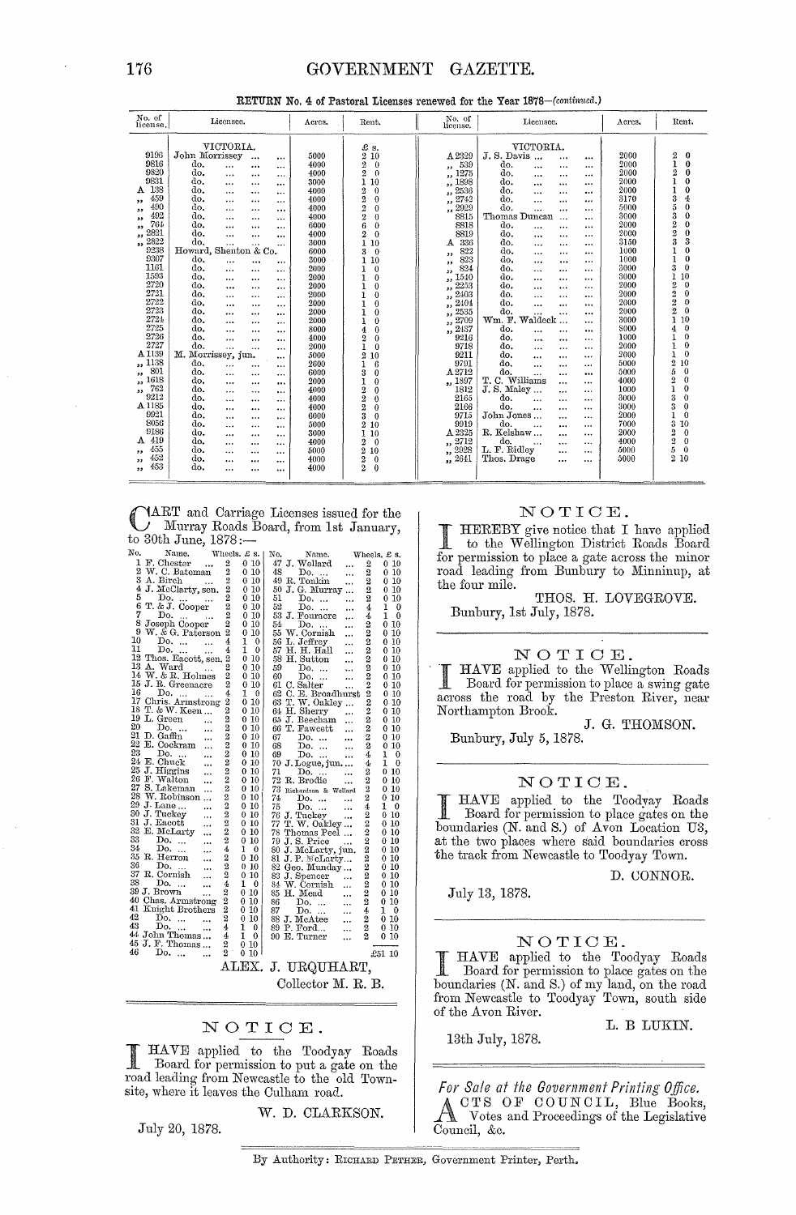RETURN No. 4 of Pastoral Licenses renewed for the Year 1878—(continued.)

| No. of license. | Licensee. | Acres. | Rent. |
|---|---|---|---|
| | VICTORIA. | | £ s. |
| 9196 | John Morrissey ... ... | 5000 | 2 10 |
| 9816 | do. ... ... ... | 4000 | 2 0 |
| 9820 | do. ... ... ... | 4000 | 2 0 |
| 9831 | do. ... ... ... | 3000 | 1 10 |
| A 138 | do. ... ... ... | 4000 | 2 0 |
| „ 459 | do. ... ... ... | 4000 | 2 0 |
| „ 490 | do. ... ... ... | 4000 | 2 0 |
| „ 492 | do. ... ... ... | 4000 | 2 0 |
| „ 764 | do. ... ... ... | 6000 | 3 0 |
| „ 2821 | do. ... ... ... | 4000 | 2 0 |
| „ 2822 | do. ... ... ... | 3000 | 1 10 |
| 9238 | Howard, Shenton & Co. | 6000 | 3 0 |
| 9307 | do. ... ... ... | 3000 | 1 10 |
| 1161 | do. ... ... ... | 2000 | 1 0 |
| 1593 | do. ... ... ... | 2000 | 1 0 |
| 2720 | do. ... ... ... | 2000 | 1 0 |
| 2721 | do. ... ... ... | 2000 | 1 0 |
| 2722 | do. ... ... ... | 2000 | 1 0 |
| 2723 | do. ... ... ... | 2000 | 1 0 |
| 2724 | do. ... ... ... | 2000 | 1 0 |
| 2725 | do. ... ... ... | 8000 | 4 0 |
| 2726 | do. ... ... ... | 4000 | 2 0 |
| 2727 | do. ... ... ... | 2000 | 1 0 |
| A 1139 | M. Morrissey, jun. ... | 5000 | 2 10 |
| „ 1138 | do. ... ... ... | 2600 | 1 6 |
| „ 801 | do. ... ... ... | 6000 | 3 0 |
| „ 1618 | do. ... ... ... | 2000 | 1 0 |
| „ 762 | do. ... ... ... | 4000 | 2 0 |
| 9212 | do. ... ... ... | 4000 | 2 0 |
| A 1185 | do. ... ... ... | 4000 | 2 0 |
| 9921 | do. ... ... ... | 6000 | 3 0 |
| 8056 | do. ... ... ... | 5000 | 2 10 |
| 9186 | do. ... ... ... | 3000 | 1 10 |
| A 419 | do. ... ... ... | 4000 | 2 0 |
| „ 455 | do. ... ... ... | 5000 | 2 10 |
| „ 452 | do. ... ... ... | 4000 | 2 0 |
| „ 453 | do. ... ... ... | 4000 | 2 0 |

| No. of license. | Licensee. | Acres. | Rent. |
|---|---|---|---|
| | VICTORIA. | | |
| A 2329 | J. S. Davis ... ... | 2000 | 2 0 |
| „ 539 | do. ... ... ... | 2000 | 1 0 |
| „ 1275 | do. ... ... ... | 2000 | 2 0 |
| „ 1898 | do. ... ... ... | 2000 | 1 0 |
| „ 2536 | do. ... ... ... | 2000 | 1 0 |
| „ 2742 | do. ... ... ... | 3170 | 3 4 |
| „ 2929 | do. ... ... ... | 5000 | 5 0 |
| 8815 | Thomas Duncan ... | 3000 | 3 0 |
| 8818 | do. ... ... ... | 2000 | 2 0 |
| 8819 | do. ... ... ... | 2000 | 2 0 |
| A 336 | do. ... ... ... | 3150 | 3 3 |
| „ 822 | do. ... ... ... | 1000 | 1 0 |
| „ 823 | do. ... ... ... | 1000 | 1 0 |
| „ 824 | do. ... ... ... | 3000 | 3 0 |
| „ 1540 | do. ... ... ... | 3000 | 1 10 |
| „ 2253 | do. ... ... ... | 2000 | 2 0 |
| „ 2403 | do. ... ... ... | 2000 | 2 0 |
| „ 2404 | do. ... ... ... | 2000 | 2 0 |
| „ 2535 | do. ... ... ... | 2000 | 2 0 |
| „ 2709 | Wm. F. Waldeck ... | 3000 | 1 10 |
| „ 2437 | do. ... ... ... | 8000 | 4 0 |
| 9216 | do. ... ... ... | 1000 | 1 0 |
| 9718 | do. ... ... ... | 2000 | 1 0 |
| 9211 | do. ... ... ... | 2000 | 1 0 |
| 9791 | do. ... ... ... | 5000 | 2 10 |
| A 2712 | do. ... ... ... | 5000 | 5 0 |
| „ 1897 | T. C. Williams ... | 4000 | 2 0 |
| 1812 | J. S. Maley ... ... | 1000 | 1 0 |
| 2165 | do. ... ... ... | 3000 | 3 0 |
| 2166 | do. ... ... ... | 3000 | 3 0 |
| 9715 | John Jones ... ... | 2000 | 1 0 |
| 9919 | do. ... ... ... | 7000 | 3 10 |
| A 2325 | R. Kelshaw ... ... | 2000 | 2 0 |
| „ 2712 | do. ... ... ... | 4000 | 2 0 |
| „ 2928 | L. F. Ridley ... ... | 5000 | 5 0 |
| „ 2641 | Thos. Drage ... ... | 5000 | 2 10 |

CART and Carriage Licenses issued for the Murray Roads Board, from 1st January, to 30th June, 1878:—

| No. | Name. | Wheels. | £ s. | No. | Name. | Wheels. | £ s. |
|---|---|---|---|---|---|---|---|
| 1 | F. Chester ... | 2 | 0 10 | 47 | J. Wellard ... | 2 | 0 10 |
| 2 | W. C. Bateman | 2 | 0 10 | 48 | Do. ... ... | 2 | 0 10 |
| 3 | A. Birch ... | 2 | 0 10 | 49 | R. Tonkin ... | 2 | 0 10 |
| 4 | J. McClarty, sen. | 2 | 0 10 | 50 | J. G. Murray ... | 2 | 0 10 |
| 5 | Do. ... ... | 2 | 0 10 | 51 | Do. ... ... | 2 | 0 10 |
| 6 | T. & J. Cooper | 2 | 0 10 | 52 | Do. ... ... | 4 | 1 0 |
| 7 | Do. ... ... | 2 | 0 10 | 53 | J. Fouracre ... | 4 | 1 0 |
| 8 | Joseph Cooper | 2 | 0 10 | 54 | Do. ... ... | 2 | 0 10 |
| 9 | W. & G. Paterson | 2 | 0 10 | 55 | W. Cornish ... | 2 | 0 10 |
| 10 | Do. ... ... | 4 | 1 0 | 56 | L. Jeffrey ... | 2 | 0 10 |
| 11 | Do. ... ... | 4 | 1 0 | 57 | H. H. Hall ... | 2 | 0 10 |
| 12 | Thos. Eacott, sen. | 2 | 0 10 | 58 | H. Sutton ... | 2 | 0 10 |
| 13 | A. Ward ... | 2 | 0 10 | 59 | Do. ... ... | 2 | 0 10 |
| 14 | W. & R. Holmes | 2 | 0 10 | 60 | Do. ... ... | 2 | 0 10 |
| 15 | J. R. Greenacre | 2 | 0 10 | 61 | C. Salter ... | 2 | 0 10 |
| 16 | Do. ... ... | 4 | 1 0 | 62 | C. E. Broadhurst | 2 | 0 10 |
| 17 | Chris. Armstrong | 2 | 0 10 | 63 | T. W. Oakley ... | 2 | 0 10 |
| 18 | T. & W. Keen ... | 2 | 0 10 | 64 | H. Sherry ... | 2 | 0 10 |
| 19 | L. Green ... | 2 | 0 10 | 65 | J. Beecham ... | 2 | 0 10 |
| 20 | Do. ... ... | 2 | 0 10 | 66 | T. Fawcett ... | 2 | 0 10 |
| 21 | D. Gaffin ... | 2 | 0 10 | 67 | Do. ... ... | 2 | 0 10 |
| 22 | E. Cockram ... | 2 | 0 10 | 68 | Do. ... ... | 2 | 0 10 |
| 23 | Do. ... ... | 2 | 0 10 | 69 | Do. ... ... | 4 | 1 0 |
| 24 | E. Chuck ... | 2 | 0 10 | 70 | J. Logue, jun.... | 4 | 1 0 |
| 25 | J. Higgins ... | 2 | 0 10 | 71 | Do. ... ... | 2 | 0 10 |
| 26 | F. Walton ... | 2 | 0 10 | 72 | R. Brodie ... | 2 | 0 10 |
| 27 | S. Lakeman ... | 2 | 0 10 | 73 | Richardson & Wellard | 2 | 0 10 |
| 28 | W. Robinson ... | 2 | 0 10 | 74 | Do. ... ... | 2 | 0 10 |
| 29 | J. Lane ... ... | 2 | 0 10 | 75 | Do. ... ... | 4 | 1 0 |
| 30 | J. Tuckey ... | 2 | 0 10 | 76 | J. Tuckey ... | 2 | 0 10 |
| 31 | J. Eacott ... | 2 | 0 10 | 77 | T. W. Oakley ... | 2 | 0 10 |
| 32 | E. McLarty ... | 2 | 0 10 | 78 | Thomas Peel ... | 2 | 0 10 |
| 33 | Do. ... ... | 2 | 0 10 | 79 | J. S. Price ... | 2 | 0 10 |
| 34 | Do. ... ... | 4 | 1 0 | 80 | J. McLarty, jun. | 2 | 0 10 |
| 35 | R. Herron ... | 2 | 0 10 | 81 | J. P. McLarty... | 2 | 0 10 |
| 36 | Do. ... ... | 2 | 0 10 | 82 | Geo. Munday... | 2 | 0 10 |
| 37 | R. Cornish ... | 2 | 0 10 | 83 | J. Spencer ... | 2 | 0 10 |
| 38 | Do. ... ... | 4 | 1 0 | 84 | W. Cornish ... | 2 | 0 10 |
| 39 | J. Brown ... | 2 | 0 10 | 85 | H. Mead ... | 2 | 0 10 |
| 40 | Chas. Armstrong | 2 | 0 10 | 86 | Do. ... ... | 2 | 0 10 |
| 41 | Knight Brothers | 2 | 0 10 | 87 | Do. ... ... | 4 | 1 0 |
| 42 | Do. ... ... | 2 | 0 10 | 88 | J. McAtee ... | 2 | 0 10 |
| 43 | Do. ... ... | 4 | 1 0 | 89 | P. Ford... ... | 2 | 0 10 |
| 44 | John Thomas... | 4 | 1 0 | 90 | E. Turner ... | 2 | 0 10 |
| 45 | J. F. Thomas... | 2 | 0 10 | | | | |
| 46 | Do. ... ... | 2 | 0 10 | | | | £51 10 |

ALEX. J. URQUHART,
Collector M. R. B.

## NOTICE.

I HAVE applied to the Toodyay Roads Board for permission to put a gate on the road leading from Newcastle to the old Townsite, where it leaves the Culham road.

W. D. CLARKSON.

July 20, 1878.

## NOTICE.

I HEREBY give notice that I have applied to the Wellington District Roads Board for permission to place a gate across the minor road leading from Bunbury to Minninup, at the four mile.

THOS. H. LOVEGROVE.

Bunbury, 1st July, 1878.

## NOTICE.

I HAVE applied to the Wellington Roads Board for permission to place a swing gate across the road by the Preston River, near Northampton Brook.

J. G. THOMSON.

Bunbury, July 5, 1878.

## NOTICE.

I HAVE applied to the Toodyay Roads Board for permission to place gates on the boundaries (N. and S.) of Avon Location U3, at the two places where said boundaries cross the track from Newcastle to Toodyay Town.

D. CONNOR.

July 13, 1878.

## NOTICE.

I HAVE applied to the Toodyay Roads Board for permission to place gates on the boundaries (N. and S.) of my land, on the road from Newcastle to Toodyay Town, south side of the Avon River.

L. B LUKIN.

13th July, 1878.

*For Sale at the Government Printing Office.*

ACTS OF COUNCIL, Blue Books, Votes and Proceedings of the Legislative Council, &c.

By Authority: RICHARD PETHER, Government Printer, Perth.